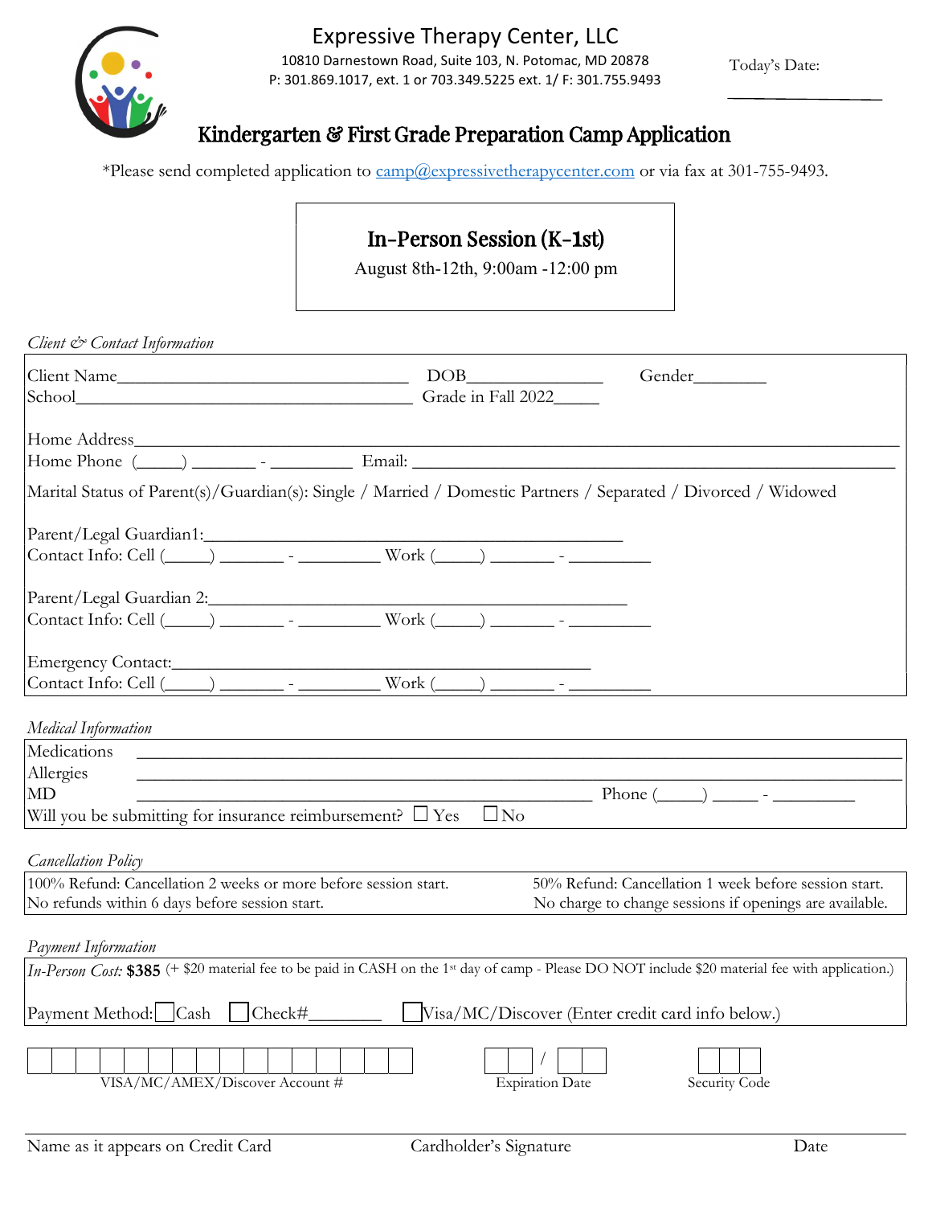# Expressive Therapy Center, LLC

10810 Darnestown Road, Suite 103, N. Potomac, MD 20878
P: 301.869.1017, ext. 1 or 703.349.5225 ext. 1/ F: 301.755.9493

Today's Date: ____________

## Kindergarten & First Grade Preparation Camp Application

*Please send completed application to camp@expressivetherapycenter.com or via fax at 301-755-9493.

**In-Person Session (K-1st)**
August 8th-12th, 9:00am -12:00 pm

*Client & Contact Information*

Client Name________________________________ DOB_______________ Gender________
School____________________________________ Grade in Fall 2022_____

Home Address__________________________________________________________________
Home Phone (_____) _______ - _________ Email: ________________________________________

Marital Status of Parent(s)/Guardian(s): Single / Married / Domestic Partners / Separated / Divorced / Widowed

Parent/Legal Guardian1:_____________________________________________
Contact Info: Cell (_____) _______ - _________ Work (_____) _______ - _________

Parent/Legal Guardian 2:_____________________________________________
Contact Info: Cell (_____) _______ - _________ Work (_____) _______ - _________

Emergency Contact:_____________________________________________
Contact Info: Cell (_____) _______ - _________ Work (_____) _______ - _________

*Medical Information*

Medications ________________________________________________________________
Allergies ________________________________________________________________
MD ____________________________________________ Phone (_____) _____ - _________
Will you be submitting for insurance reimbursement? ☐ Yes ☐ No

*Cancellation Policy*

100% Refund: Cancellation 2 weeks or more before session start.
50% Refund: Cancellation 1 week before session start.
No refunds within 6 days before session start.
No charge to change sessions if openings are available.

*Payment Information*

*In-Person Cost:* **$385** (+ $20 material fee to be paid in CASH on the 1st day of camp - Please DO NOT include $20 material fee with application.)

Payment Method: ☐ Cash ☐ Check#________ ☐ Visa/MC/Discover (Enter credit card info below.)

| | | | | | | | | | | | | | | | |
|---|---|---|---|---|---|---|---|---|---|---|---|---|---|---|---|

VISA/MC/AMEX/Discover Account #

☐☐ / ☐☐ Expiration Date

☐☐☐ Security Code

______________________________________________________________________________

Name as it appears on Credit Card | Cardholder's Signature | Date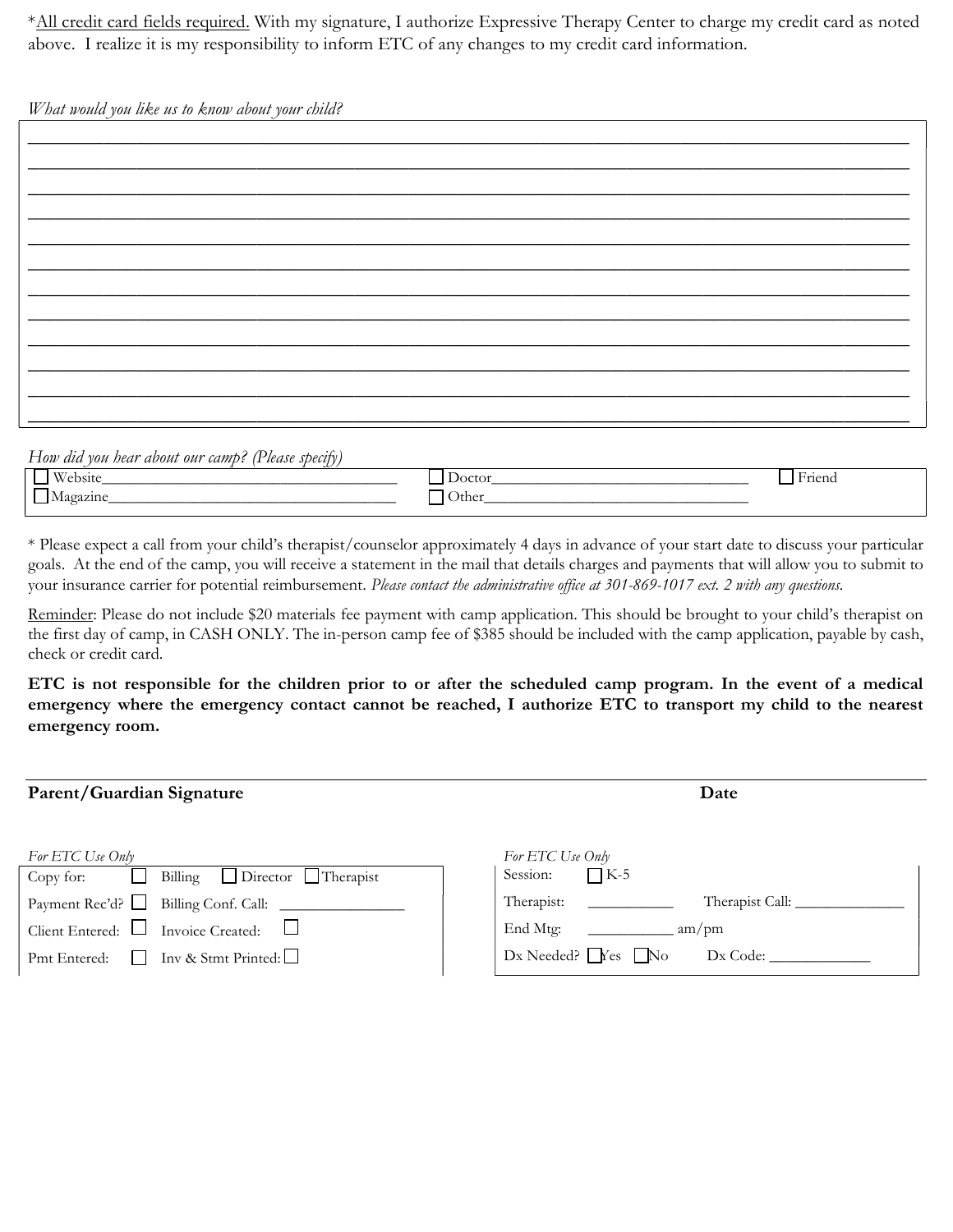*All credit card fields required. With my signature, I authorize Expressive Therapy Center to charge my credit card as noted above. I realize it is my responsibility to inform ETC of any changes to my credit card information.

*What would you like us to know about your child?*

______________________________________________________________________________

______________________________________________________________________________

______________________________________________________________________________

______________________________________________________________________________

______________________________________________________________________________

______________________________________________________________________________

______________________________________________________________________________

______________________________________________________________________________

______________________________________________________________________________

______________________________________________________________________________

______________________________________________________________________________

______________________________________________________________________________

*How did you hear about our camp? (Please specify)*

| | | |
|---|---|---|
| ☐ Website______________________ | ☐ Doctor______________________ | ☐ Friend |
| ☐ Magazine______________________ | ☐ Other______________________ | |

* Please expect a call from your child's therapist/counselor approximately 4 days in advance of your start date to discuss your particular goals. At the end of the camp, you will receive a statement in the mail that details charges and payments that will allow you to submit to your insurance carrier for potential reimbursement. *Please contact the administrative office at 301-869-1017 ext. 2 with any questions.*

Reminder: Please do not include $20 materials fee payment with camp application. This should be brought to your child's therapist on the first day of camp, in CASH ONLY. The in-person camp fee of $385 should be included with the camp application, payable by cash, check or credit card.

**ETC is not responsible for the children prior to or after the scheduled camp program. In the event of a medical emergency where the emergency contact cannot be reached, I authorize ETC to transport my child to the nearest emergency room.**

______________________________________________________________________________

**Parent/Guardian Signature** **Date**

*For ETC Use Only*

| | |
|---|---|
| Copy for: | ☐ Billing ☐ Director ☐ Therapist |
| Payment Rec'd? ☐ | Billing Conf. Call: ______________ |
| Client Entered: ☐ | Invoice Created: ☐ |
| Pmt Entered: ☐ | Inv & Stmt Printed: ☐ |

*For ETC Use Only*

| | |
|---|---|
| Session: | ☐ K-5 |
| Therapist: __________ | Therapist Call: ______________ |
| End Mtg: __________ am/pm | |
| Dx Needed? ☐ Yes ☐ No | Dx Code: ______________ |